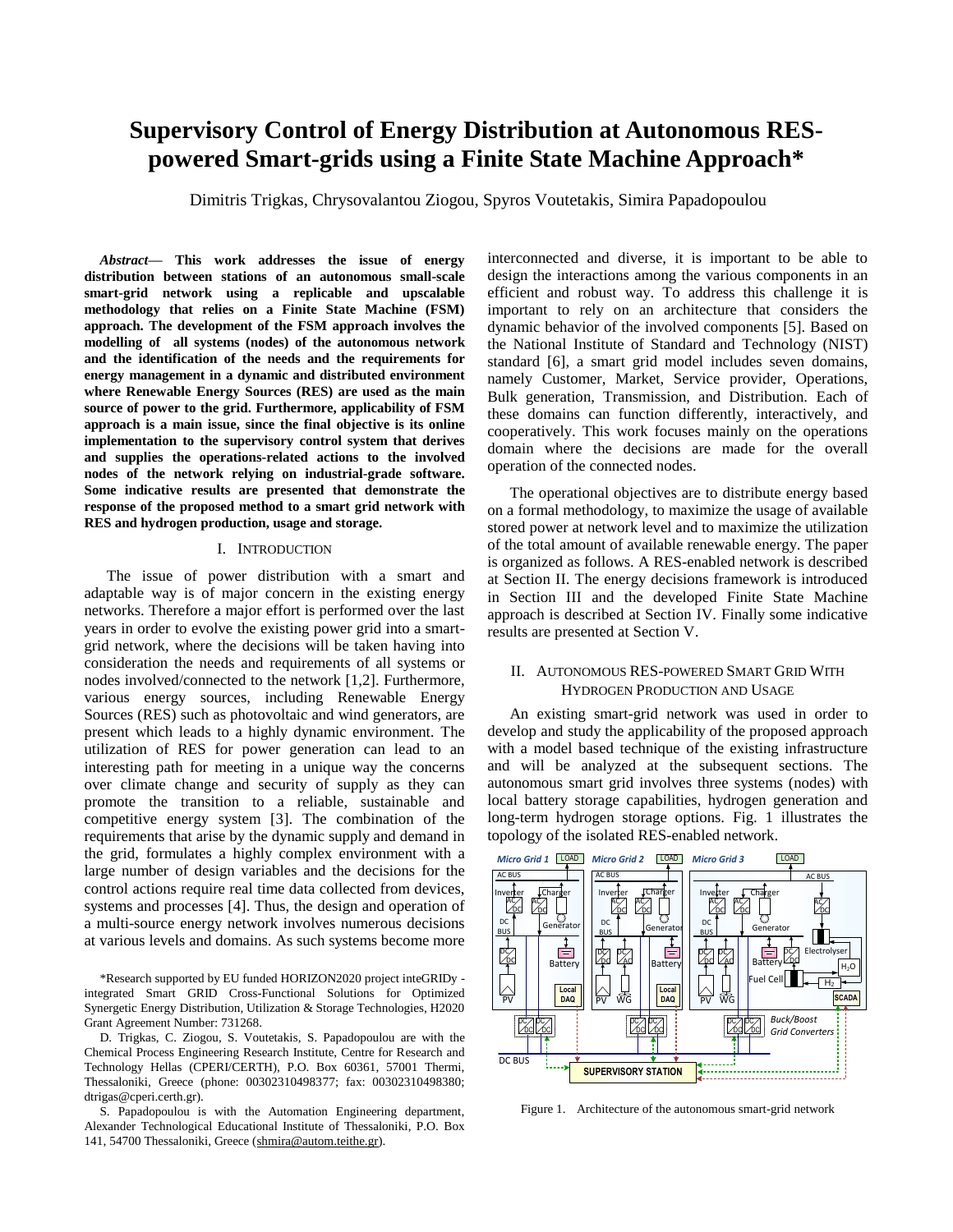# Supervisory Control of Energy Distribution at Autonomous RES-powered Smart-grids using a Finite State Machine Approach*

Dimitris Trigkas, Chrysovalantou Ziogou, Spyros Voutetakis, Simira Papadopoulou

***Abstract*— This work addresses the issue of energy distribution between stations of an autonomous small-scale smart-grid network using a replicable and upscalable methodology that relies on a Finite State Machine (FSM) approach. The development of the FSM approach involves the modelling of all systems (nodes) of the autonomous network and the identification of the needs and the requirements for energy management in a dynamic and distributed environment where Renewable Energy Sources (RES) are used as the main source of power to the grid. Furthermore, applicability of FSM approach is a main issue, since the final objective is its online implementation to the supervisory control system that derives and supplies the operations-related actions to the involved nodes of the network relying on industrial-grade software. Some indicative results are presented that demonstrate the response of the proposed method to a smart grid network with RES and hydrogen production, usage and storage.**

## I. Introduction

The issue of power distribution with a smart and adaptable way is of major concern in the existing energy networks. Therefore a major effort is performed over the last years in order to evolve the existing power grid into a smart-grid network, where the decisions will be taken having into consideration the needs and requirements of all systems or nodes involved/connected to the network [1,2]. Furthermore, various energy sources, including Renewable Energy Sources (RES) such as photovoltaic and wind generators, are present which leads to a highly dynamic environment. The utilization of RES for power generation can lead to an interesting path for meeting in a unique way the concerns over climate change and security of supply as they can promote the transition to a reliable, sustainable and competitive energy system [3]. The combination of the requirements that arise by the dynamic supply and demand in the grid, formulates a highly complex environment with a large number of design variables and the decisions for the control actions require real time data collected from devices, systems and processes [4]. Thus, the design and operation of a multi-source energy network involves numerous decisions at various levels and domains. As such systems become more interconnected and diverse, it is important to be able to design the interactions among the various components in an efficient and robust way. To address this challenge it is important to rely on an architecture that considers the dynamic behavior of the involved components [5]. Based on the National Institute of Standard and Technology (NIST) standard [6], a smart grid model includes seven domains, namely Customer, Market, Service provider, Operations, Bulk generation, Transmission, and Distribution. Each of these domains can function differently, interactively, and cooperatively. This work focuses mainly on the operations domain where the decisions are made for the overall operation of the connected nodes.

The operational objectives are to distribute energy based on a formal methodology, to maximize the usage of available stored power at network level and to maximize the utilization of the total amount of available renewable energy. The paper is organized as follows. A RES-enabled network is described at Section II. The energy decisions framework is introduced in Section III and the developed Finite State Machine approach is described at Section IV. Finally some indicative results are presented at Section V.

## II. Autonomous RES-powered Smart Grid With Hydrogen Production and Usage

An existing smart-grid network was used in order to develop and study the applicability of the proposed approach with a model based technique of the existing infrastructure and will be analyzed at the subsequent sections. The autonomous smart grid involves three systems (nodes) with local battery storage capabilities, hydrogen generation and long-term hydrogen storage options. Fig. 1 illustrates the topology of the isolated RES-enabled network.

Micro Grid 1 LOAD AC BUS Inverter Charger AC/DC AC/DC DC BUS Generator DC/DC Battery PV Local DAQ

Micro Grid 2 LOAD AC BUS Inverter Charger AC/DC AC/DC DC BUS Generator DC/DC DC/AC Battery PV WG Local DAQ

Micro Grid 3 LOAD AC BUS Inverter Charger AC/DC AC/DC AC/DC DC BUS Generator DC/DC DC/AC Battery DC/DC Electrolyser $H_2O$ Fuel Cell $H_2$ PV WG SCADA

Buck/Boost Grid Converters DC/DC DC/DC

DC BUS SUPERVISORY STATION

Figure 1. Architecture of the autonomous smart-grid network

*Research supported by EU funded HORIZON2020 project inteGRIDy - integrated Smart GRID Cross-Functional Solutions for Optimized Synergetic Energy Distribution, Utilization & Storage Technologies, H2020 Grant Agreement Number: 731268.

D. Trigkas, C. Ziogou, S. Voutetakis, S. Papadopoulou are with the Chemical Process Engineering Research Institute, Centre for Research and Technology Hellas (CPERI/CERTH), P.O. Box 60361, 57001 Thermi, Thessaloniki, Greece (phone: 00302310498377; fax: 00302310498380; dtrigas@cperi.certh.gr).

S. Papadopoulou is with the Automation Engineering department, Alexander Technological Educational Institute of Thessaloniki, P.O. Box 141, 54700 Thessaloniki, Greece (shmira@autom.teithe.gr).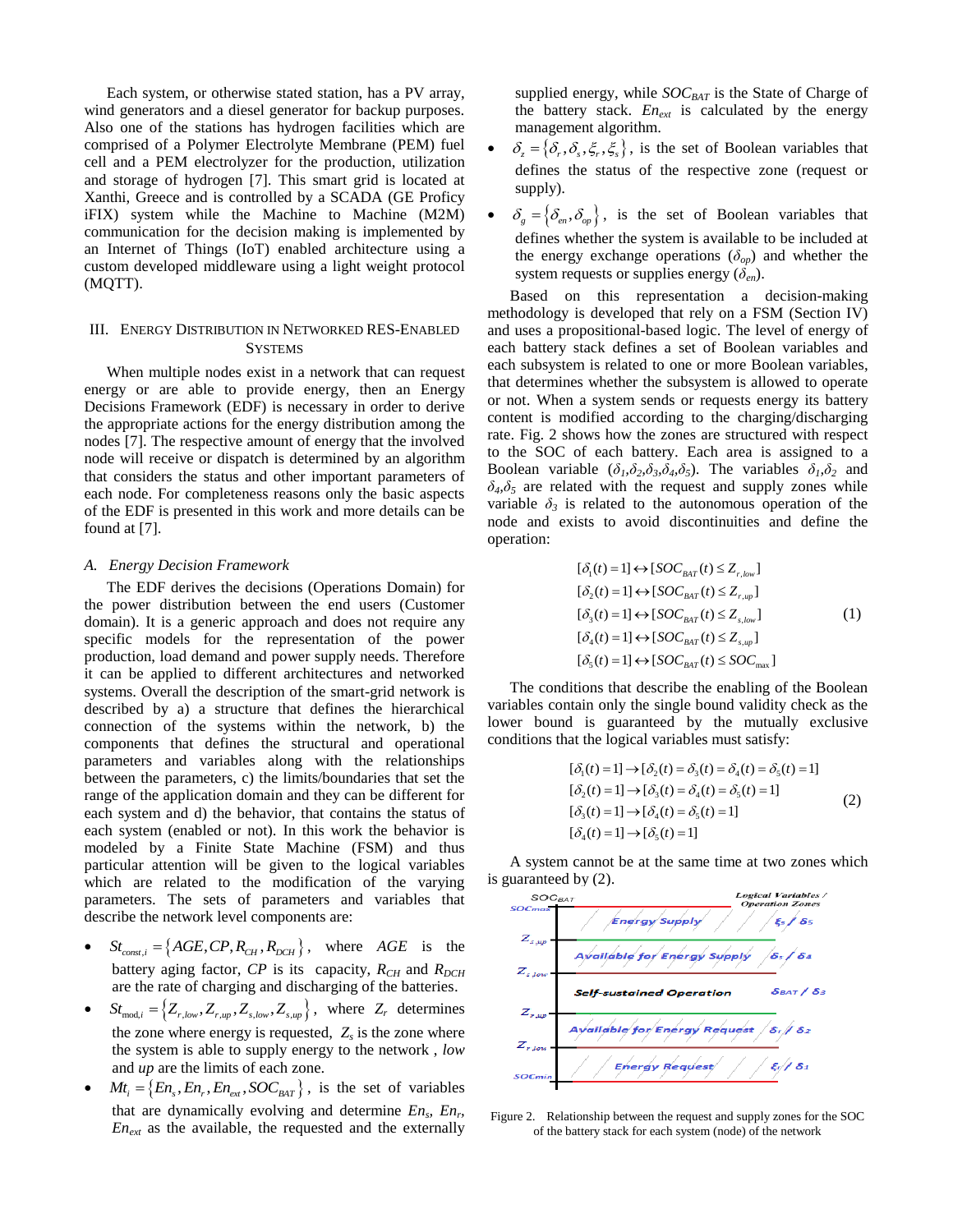Each system, or otherwise stated station, has a PV array, wind generators and a diesel generator for backup purposes. Also one of the stations has hydrogen facilities which are comprised of a Polymer Electrolyte Membrane (PEM) fuel cell and a PEM electrolyzer for the production, utilization and storage of hydrogen [7]. This smart grid is located at Xanthi, Greece and is controlled by a SCADA (GE Proficy iFIX) system while the Machine to Machine (M2M) communication for the decision making is implemented by an Internet of Things (IoT) enabled architecture using a custom developed middleware using a light weight protocol (MQTT).

## III. Energy Distribution in Networked RES-Enabled Systems

When multiple nodes exist in a network that can request energy or are able to provide energy, then an Energy Decisions Framework (EDF) is necessary in order to derive the appropriate actions for the energy distribution among the nodes [7]. The respective amount of energy that the involved node will receive or dispatch is determined by an algorithm that considers the status and other important parameters of each node. For completeness reasons only the basic aspects of the EDF is presented in this work and more details can be found at [7].

### A. Energy Decision Framework

The EDF derives the decisions (Operations Domain) for the power distribution between the end users (Customer domain). It is a generic approach and does not require any specific models for the representation of the power production, load demand and power supply needs. Therefore it can be applied to different architectures and networked systems. Overall the description of the smart-grid network is described by a) a structure that defines the hierarchical connection of the systems within the network, b) the components that defines the structural and operational parameters and variables along with the relationships between the parameters, c) the limits/boundaries that set the range of the application domain and they can be different for each system and d) the behavior, that contains the status of each system (enabled or not). In this work the behavior is modeled by a Finite State Machine (FSM) and thus particular attention will be given to the logical variables which are related to the modification of the varying parameters. The sets of parameters and variables that describe the network level components are:

- $St_{const,i} = \{AGE, CP, R_{CH}, R_{DCH}\}$, where $AGE$ is the battery aging factor, $CP$ is its capacity, $R_{CH}$ and $R_{DCH}$ are the rate of charging and discharging of the batteries.
- $St_{\text{mod},i} = \{Z_{r,low}, Z_{r,up}, Z_{s,low}, Z_{s,up}\}$, where $Z_r$ determines the zone where energy is requested, $Z_s$ is the zone where the system is able to supply energy to the network , *low* and *up* are the limits of each zone.
- $Mt_i = \{En_s, En_r, En_{ext}, SOC_{BAT}\}$, is the set of variables that are dynamically evolving and determine $En_s$, $En_r$, $En_{ext}$ as the available, the requested and the externally supplied energy, while $SOC_{BAT}$ is the State of Charge of the battery stack. $En_{ext}$ is calculated by the energy management algorithm.
- $\delta_z = \{\delta_r, \delta_s, \xi_r, \xi_s\}$, is the set of Boolean variables that defines the status of the respective zone (request or supply).
- $\delta_g = \{\delta_{en}, \delta_{op}\}$, is the set of Boolean variables that defines whether the system is available to be included at the energy exchange operations ($\delta_{op}$) and whether the system requests or supplies energy ($\delta_{en}$).

Based on this representation a decision-making methodology is developed that rely on a FSM (Section IV) and uses a propositional-based logic. The level of energy of each battery stack defines a set of Boolean variables and each subsystem is related to one or more Boolean variables, that determines whether the subsystem is allowed to operate or not. When a system sends or requests energy its battery content is modified according to the charging/discharging rate. Fig. 2 shows how the zones are structured with respect to the SOC of each battery. Each area is assigned to a Boolean variable ($\delta_1$,$\delta_2$,$\delta_3$,$\delta_4$,$\delta_5$). The variables $\delta_1$,$\delta_2$ and $\delta_4$,$\delta_5$ are related with the request and supply zones while variable $\delta_3$ is related to the autonomous operation of the node and exists to avoid discontinuities and define the operation:

$$
\begin{aligned}
&[\delta_1(t) = 1] \leftrightarrow [SOC_{BAT}(t) \le Z_{r,low}] \\
&[\delta_2(t) = 1] \leftrightarrow [SOC_{BAT}(t) \le Z_{r,up}] \\
&[\delta_3(t) = 1] \leftrightarrow [SOC_{BAT}(t) \le Z_{s,low}] \\
&[\delta_4(t) = 1] \leftrightarrow [SOC_{BAT}(t) \le Z_{s,up}] \\
&[\delta_5(t) = 1] \leftrightarrow [SOC_{BAT}(t) \le SOC_{\max}]
\end{aligned}
\tag{1}
$$

The conditions that describe the enabling of the Boolean variables contain only the single bound validity check as the lower bound is guaranteed by the mutually exclusive conditions that the logical variables must satisfy:

$$
\begin{aligned}
&[\delta_1(t) = 1] \rightarrow [\delta_2(t) = \delta_3(t) = \delta_4(t) = \delta_5(t) = 1] \\
&[\delta_2(t) = 1] \rightarrow [\delta_3(t) = \delta_4(t) = \delta_5(t) = 1] \\
&[\delta_3(t) = 1] \rightarrow [\delta_4(t) = \delta_5(t) = 1] \\
&[\delta_4(t) = 1] \rightarrow [\delta_5(t) = 1]
\end{aligned}
\tag{2}
$$

A system cannot be at the same time at two zones which is guaranteed by (2).

$SOC_{BAT}$

Logical Variables / Operation Zones

$SOC_{max}$

Energy Supply — $\xi_s$ / $\delta_5$

$Z_{s,up}$

Available for Energy Supply — $\delta_s$ / $\delta_4$

$Z_{s,low}$

Self-sustained Operation — $\delta_{BAT}$ / $\delta_3$

$Z_{r,up}$

Available for Energy Request — $\delta_r$ / $\delta_2$

$Z_{r,low}$

Energy Request — $\xi_r$ / $\delta_1$

$SOC_{min}$

Figure 2. Relationship between the request and supply zones for the SOC of the battery stack for each system (node) of the network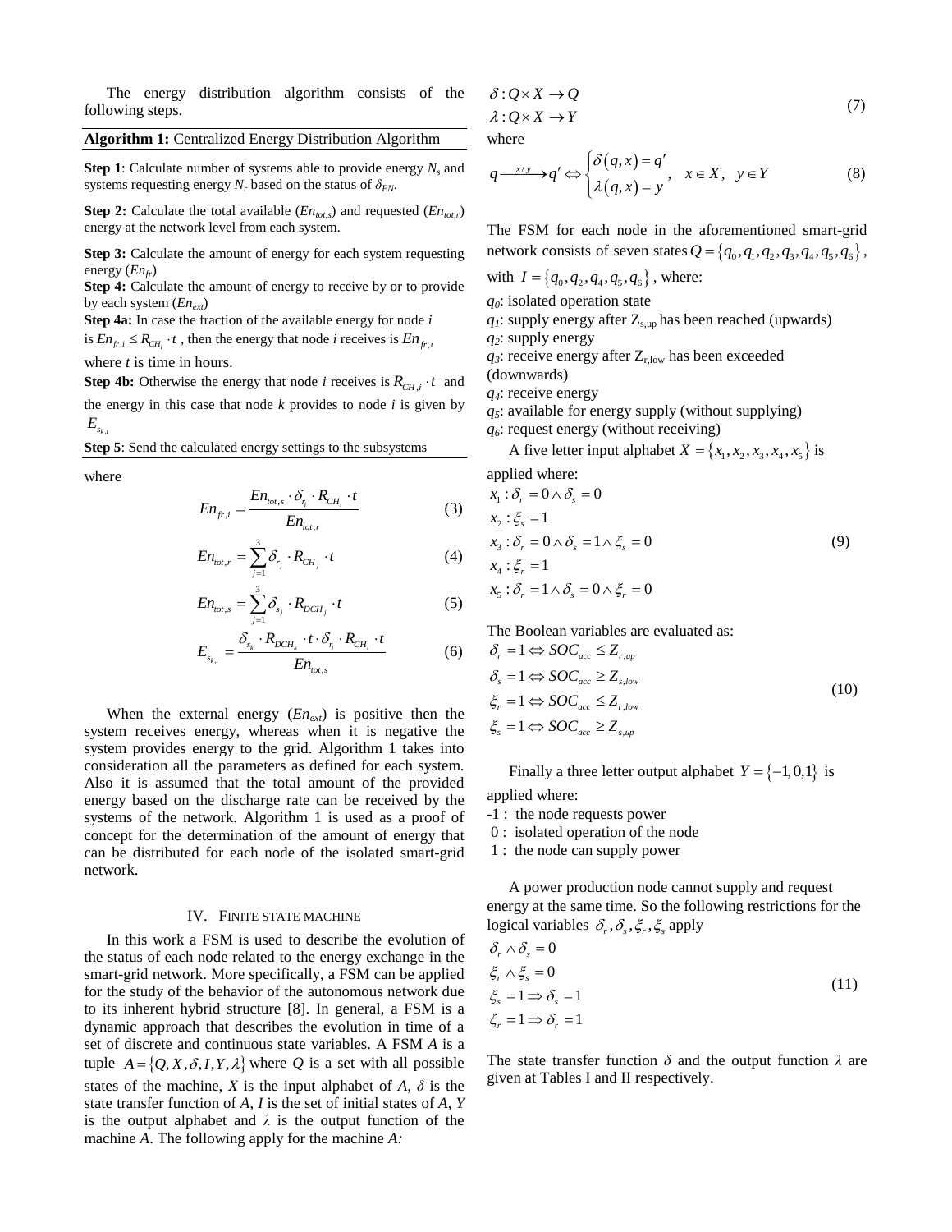The energy distribution algorithm consists of the following steps.

**Algorithm 1:** Centralized Energy Distribution Algorithm

**Step 1**: Calculate number of systems able to provide energy $N_s$ and systems requesting energy $N_r$ based on the status of $\delta_{EN}$.

**Step 2:** Calculate the total available ($En_{tot,s}$) and requested ($En_{tot,r}$) energy at the network level from each system.

**Step 3:** Calculate the amount of energy for each system requesting energy ($En_{fr}$)

**Step 4:** Calculate the amount of energy to receive by or to provide by each system ($En_{ext}$)

**Step 4a:** In case the fraction of the available energy for node *i* is $En_{fr,i} \leq R_{CH_i} \cdot t$, then the energy that node *i* receives is $En_{fr,i}$ where *t* is time in hours.

**Step 4b:** Otherwise the energy that node *i* receives is $R_{CH,i} \cdot t$ and the energy in this case that node *k* provides to node *i* is given by $E_{s_{k,i}}$

**Step 5**: Send the calculated energy settings to the subsystems

where

$$En_{fr,i} = \frac{En_{tot,s} \cdot \delta_{r_i} \cdot R_{CH_i} \cdot t}{En_{tot,r}} \tag{3}$$

$$En_{tot,r} = \sum_{j=1}^{3} \delta_{r_j} \cdot R_{CH_j} \cdot t \tag{4}$$

$$En_{tot,s} = \sum_{j=1}^{3} \delta_{s_j} \cdot R_{DCH_j} \cdot t \tag{5}$$

$$E_{s_{k,i}} = \frac{\delta_{s_k} \cdot R_{DCH_k} \cdot t \cdot \delta_{r_i} \cdot R_{CH_i} \cdot t}{En_{tot,s}} \tag{6}$$

When the external energy ($En_{ext}$) is positive then the system receives energy, whereas when it is negative the system provides energy to the grid. Algorithm 1 takes into consideration all the parameters as defined for each system. Also it is assumed that the total amount of the provided energy based on the discharge rate can be received by the systems of the network. Algorithm 1 is used as a proof of concept for the determination of the amount of energy that can be distributed for each node of the isolated smart-grid network.

## IV. Finite State Machine

In this work a FSM is used to describe the evolution of the status of each node related to the energy exchange in the smart-grid network. More specifically, a FSM can be applied for the study of the behavior of the autonomous network due to its inherent hybrid structure [8]. In general, a FSM is a dynamic approach that describes the evolution in time of a set of discrete and continuous state variables. A FSM *A* is a tuple $A = \{Q, X, \delta, I, Y, \lambda\}$ where *Q* is a set with all possible states of the machine, *X* is the input alphabet of *A*, $\delta$ is the state transfer function of *A*, *I* is the set of initial states of *A*, *Y* is the output alphabet and $\lambda$ is the output function of the machine *A*. The following apply for the machine *A:*

$$\begin{aligned} &\delta : Q \times X \to Q \\ &\lambda : Q \times X \to Y \end{aligned} \tag{7}$$

where

$$q \xrightarrow{x/y} q' \Leftrightarrow \begin{cases} \delta(q,x) = q' \\ \lambda(q,x) = y \end{cases}, \quad x \in X, \quad y \in Y \tag{8}$$

The FSM for each node in the aforementioned smart-grid network consists of seven states $Q = \{q_0, q_1, q_2, q_3, q_4, q_5, q_6\}$, with $I = \{q_0, q_2, q_4, q_5, q_6\}$, where:

$q_0$: isolated operation state
$q_1$: supply energy after $Z_{s,up}$ has been reached (upwards)
$q_2$: supply energy
$q_3$: receive energy after $Z_{r,low}$ has been exceeded (downwards)
$q_4$: receive energy
$q_5$: available for energy supply (without supplying)
$q_6$: request energy (without receiving)

A five letter input alphabet $X = \{x_1, x_2, x_3, x_4, x_5\}$ is applied where:

$$\begin{aligned} &x_1 : \delta_r = 0 \wedge \delta_s = 0 \\ &x_2 : \xi_s = 1 \\ &x_3 : \delta_r = 0 \wedge \delta_s = 1 \wedge \xi_s = 0 \\ &x_4 : \xi_r = 1 \\ &x_5 : \delta_r = 1 \wedge \delta_s = 0 \wedge \xi_r = 0 \end{aligned} \tag{9}$$

The Boolean variables are evaluated as:

$$\begin{aligned} &\delta_r = 1 \Leftrightarrow SOC_{acc} \leq Z_{r,up} \\ &\delta_s = 1 \Leftrightarrow SOC_{acc} \geq Z_{s,low} \\ &\xi_r = 1 \Leftrightarrow SOC_{acc} \leq Z_{r,low} \\ &\xi_s = 1 \Leftrightarrow SOC_{acc} \geq Z_{s,up} \end{aligned} \tag{10}$$

Finally a three letter output alphabet $Y = \{-1, 0, 1\}$ is applied where:

-1 : the node requests power
0 : isolated operation of the node
1 : the node can supply power

A power production node cannot supply and request energy at the same time. So the following restrictions for the logical variables $\delta_r, \delta_s, \xi_r, \xi_s$ apply

$$\begin{aligned} &\delta_r \wedge \delta_s = 0 \\ &\xi_r \wedge \xi_s = 0 \\ &\xi_s = 1 \Rightarrow \delta_s = 1 \\ &\xi_r = 1 \Rightarrow \delta_r = 1 \end{aligned} \tag{11}$$

The state transfer function $\delta$ and the output function $\lambda$ are given at Tables I and II respectively.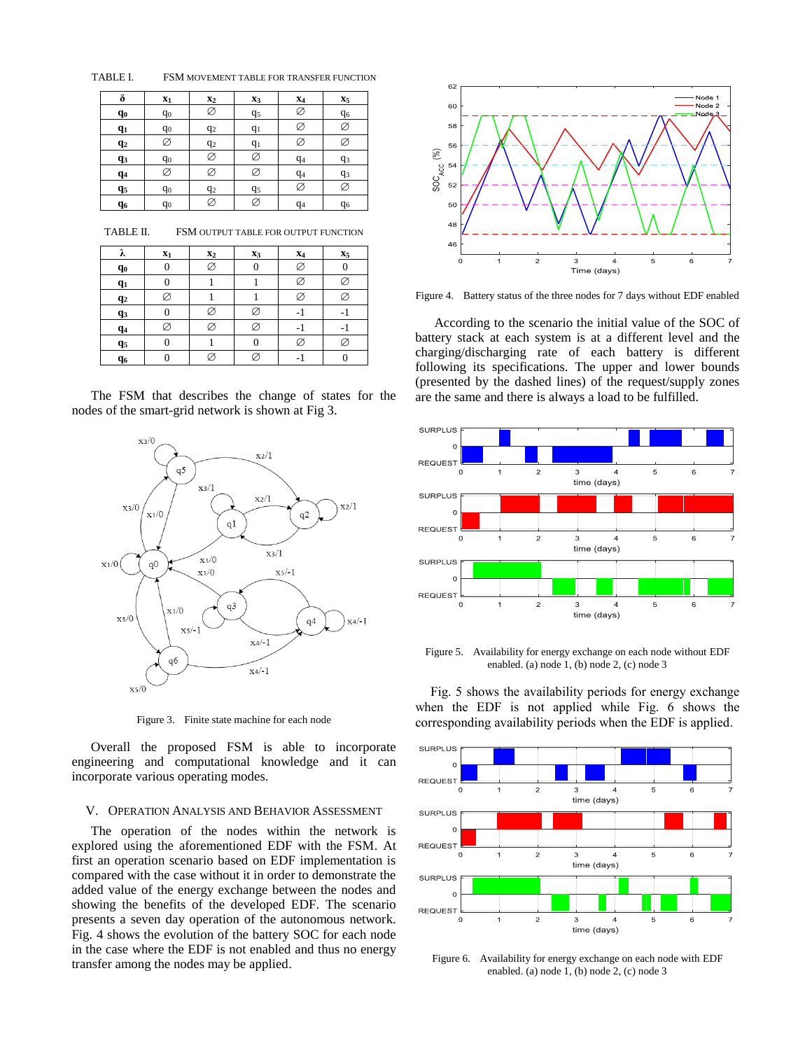TABLE I. FSM MOVEMENT TABLE FOR TRANSFER FUNCTION

| δ | $x_1$ | $x_2$ | $x_3$ | $x_4$ | $x_5$ |
|---|---|---|---|---|---|
| $q_0$ | $q_0$ | ∅ | $q_5$ | ∅ | $q_6$ |
| $q_1$ | $q_0$ | $q_2$ | $q_1$ | ∅ | ∅ |
| $q_2$ | ∅ | $q_2$ | $q_1$ | ∅ | ∅ |
| $q_3$ | $q_0$ | ∅ | ∅ | $q_4$ | $q_3$ |
| $q_4$ | ∅ | ∅ | ∅ | $q_4$ | $q_3$ |
| $q_5$ | $q_0$ | $q_2$ | $q_5$ | ∅ | ∅ |
| $q_6$ | $q_0$ | ∅ | ∅ | $q_4$ | $q_6$ |

TABLE II. FSM OUTPUT TABLE FOR OUTPUT FUNCTION

| λ | $x_1$ | $x_2$ | $x_3$ | $x_4$ | $x_5$ |
|---|---|---|---|---|---|
| $q_0$ | 0 | ∅ | 0 | ∅ | 0 |
| $q_1$ | 0 | 1 | 1 | ∅ | ∅ |
| $q_2$ | ∅ | 1 | 1 | ∅ | ∅ |
| $q_3$ | 0 | ∅ | ∅ | -1 | -1 |
| $q_4$ | ∅ | ∅ | ∅ | -1 | -1 |
| $q_5$ | 0 | 1 | 0 | ∅ | ∅ |
| $q_6$ | 0 | ∅ | ∅ | -1 | 0 |

The FSM that describes the change of states for the nodes of the smart-grid network is shown at Fig 3.

Figure 3. Finite state machine for each node

Overall the proposed FSM is able to incorporate engineering and computational knowledge and it can incorporate various operating modes.

## V. OPERATION ANALYSIS AND BEHAVIOR ASSESSMENT

The operation of the nodes within the network is explored using the aforementioned EDF with the FSM. At first an operation scenario based on EDF implementation is compared with the case without it in order to demonstrate the added value of the energy exchange between the nodes and showing the benefits of the developed EDF. The scenario presents a seven day operation of the autonomous network. Fig. 4 shows the evolution of the battery SOC for each node in the case where the EDF is not enabled and thus no energy transfer among the nodes may be applied.

Figure 4. Battery status of the three nodes for 7 days without EDF enabled

According to the scenario the initial value of the SOC of battery stack at each system is at a different level and the charging/discharging rate of each battery is different following its specifications. The upper and lower bounds (presented by the dashed lines) of the request/supply zones are the same and there is always a load to be fulfilled.

Figure 5. Availability for energy exchange on each node without EDF enabled. (a) node 1, (b) node 2, (c) node 3

Fig. 5 shows the availability periods for energy exchange when the EDF is not applied while Fig. 6 shows the corresponding availability periods when the EDF is applied.

Figure 6. Availability for energy exchange on each node with EDF enabled. (a) node 1, (b) node 2, (c) node 3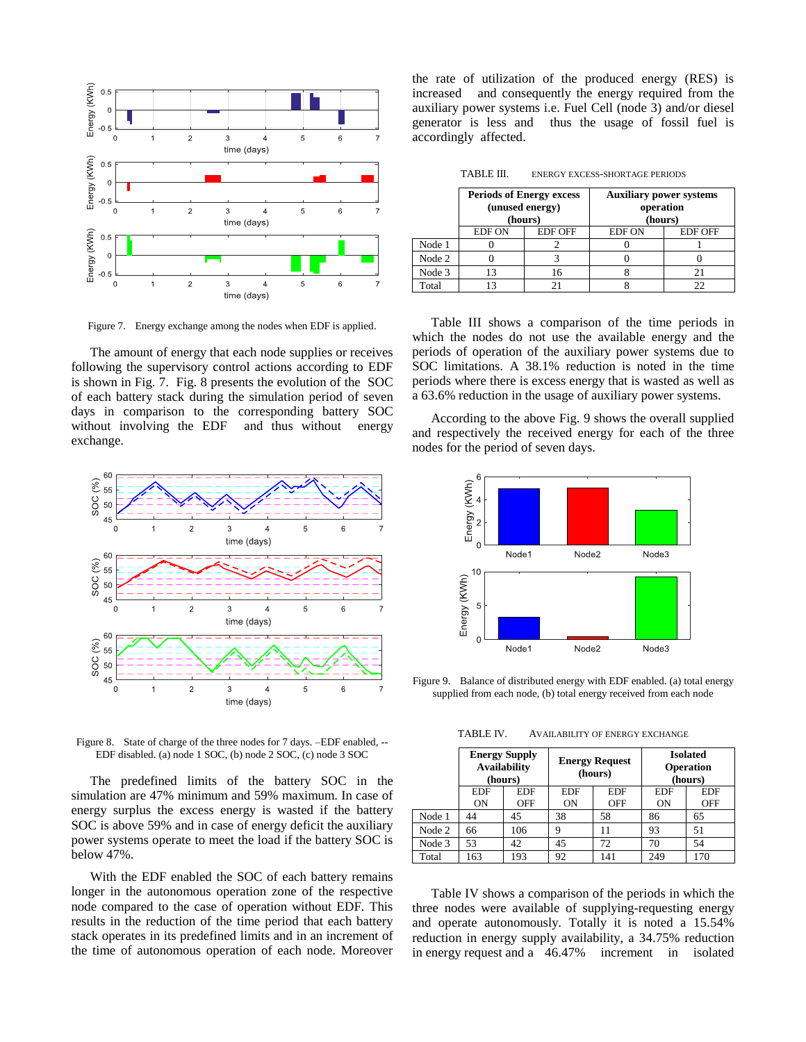Figure 7. Energy exchange among the nodes when EDF is applied.

The amount of energy that each node supplies or receives following the supervisory control actions according to EDF is shown in Fig. 7. Fig. 8 presents the evolution of the SOC of each battery stack during the simulation period of seven days in comparison to the corresponding battery SOC without involving the EDF and thus without energy exchange.

Figure 8. State of charge of the three nodes for 7 days. –EDF enabled, --EDF disabled. (a) node 1 SOC, (b) node 2 SOC, (c) node 3 SOC

The predefined limits of the battery SOC in the simulation are 47% minimum and 59% maximum. In case of energy surplus the excess energy is wasted if the battery SOC is above 59% and in case of energy deficit the auxiliary power systems operate to meet the load if the battery SOC is below 47%.

With the EDF enabled the SOC of each battery remains longer in the autonomous operation zone of the respective node compared to the case of operation without EDF. This results in the reduction of the time period that each battery stack operates in its predefined limits and in an increment of the time of autonomous operation of each node. Moreover the rate of utilization of the produced energy (RES) is increased and consequently the energy required from the auxiliary power systems i.e. Fuel Cell (node 3) and/or diesel generator is less and thus the usage of fossil fuel is accordingly affected.

TABLE III. ENERGY EXCESS-SHORTAGE PERIODS

| | **Periods of Energy excess (unused energy) (hours)** | | **Auxiliary power systems operation (hours)** | |
|---|---|---|---|---|
| | EDF ON | EDF OFF | EDF ON | EDF OFF |
| Node 1 | 0 | 2 | 0 | 1 |
| Node 2 | 0 | 3 | 0 | 0 |
| Node 3 | 13 | 16 | 8 | 21 |
| Total | 13 | 21 | 8 | 22 |

Table III shows a comparison of the time periods in which the nodes do not use the available energy and the periods of operation of the auxiliary power systems due to SOC limitations. A 38.1% reduction is noted in the time periods where there is excess energy that is wasted as well as a 63.6% reduction in the usage of auxiliary power systems.

According to the above Fig. 9 shows the overall supplied and respectively the received energy for each of the three nodes for the period of seven days.

Figure 9. Balance of distributed energy with EDF enabled. (a) total energy supplied from each node, (b) total energy received from each node

TABLE IV. AVAILABILITY OF ENERGY EXCHANGE

| | **Energy Supply Availability (hours)** | | **Energy Request (hours)** | | **Isolated Operation (hours)** | |
|---|---|---|---|---|---|---|
| | EDF ON | EDF OFF | EDF ON | EDF OFF | EDF ON | EDF OFF |
| Node 1 | 44 | 45 | 38 | 58 | 86 | 65 |
| Node 2 | 66 | 106 | 9 | 11 | 93 | 51 |
| Node 3 | 53 | 42 | 45 | 72 | 70 | 54 |
| Total | 163 | 193 | 92 | 141 | 249 | 170 |

Table IV shows a comparison of the periods in which the three nodes were available of supplying-requesting energy and operate autonomously. Totally it is noted a 15.54% reduction in energy supply availability, a 34.75% reduction in energy request and a 46.47% increment in isolated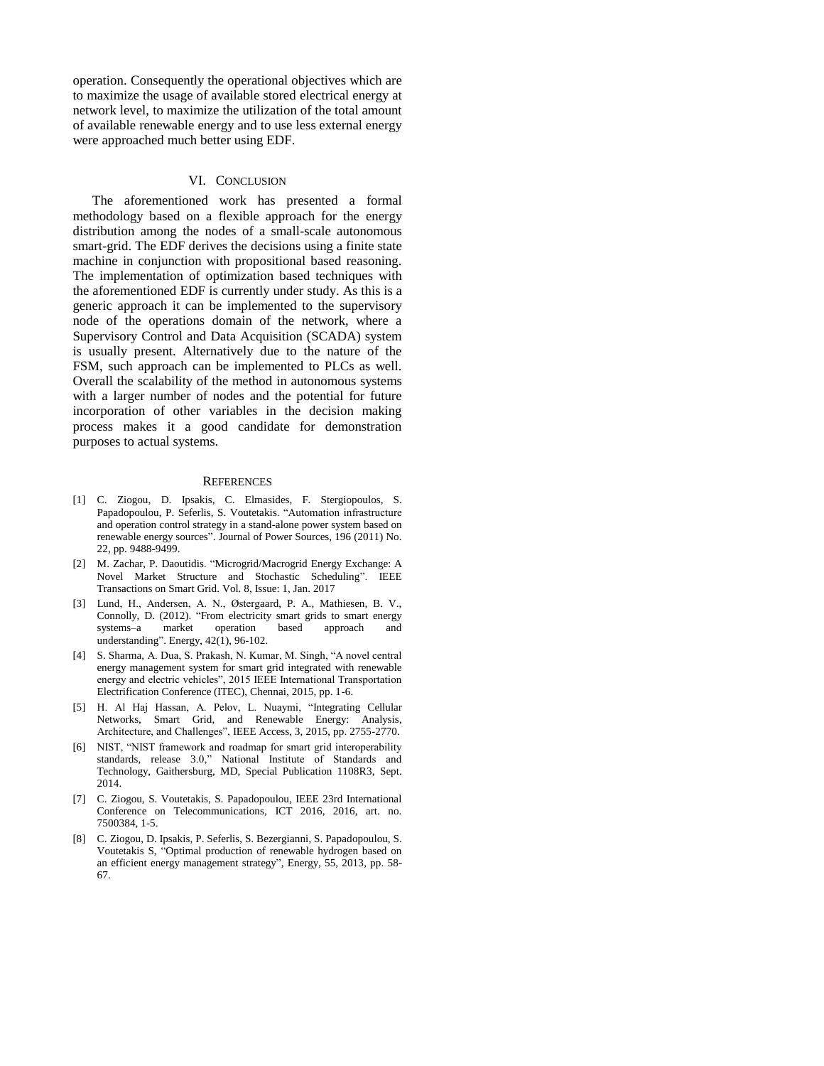operation. Consequently the operational objectives which are to maximize the usage of available stored electrical energy at network level, to maximize the utilization of the total amount of available renewable energy and to use less external energy were approached much better using EDF.

## VI. Conclusion

The aforementioned work has presented a formal methodology based on a flexible approach for the energy distribution among the nodes of a small-scale autonomous smart-grid. The EDF derives the decisions using a finite state machine in conjunction with propositional based reasoning. The implementation of optimization based techniques with the aforementioned EDF is currently under study. As this is a generic approach it can be implemented to the supervisory node of the operations domain of the network, where a Supervisory Control and Data Acquisition (SCADA) system is usually present. Alternatively due to the nature of the FSM, such approach can be implemented to PLCs as well. Overall the scalability of the method in autonomous systems with a larger number of nodes and the potential for future incorporation of other variables in the decision making process makes it a good candidate for demonstration purposes to actual systems.

## References

[1] C. Ziogou, D. Ipsakis, C. Elmasides, F. Stergiopoulos, S. Papadopoulou, P. Seferlis, S. Voutetakis. "Automation infrastructure and operation control strategy in a stand-alone power system based on renewable energy sources". Journal of Power Sources, 196 (2011) No. 22, pp. 9488-9499.

[2] M. Zachar, P. Daoutidis. "Microgrid/Macrogrid Energy Exchange: A Novel Market Structure and Stochastic Scheduling". IEEE Transactions on Smart Grid. Vol. 8, Issue: 1, Jan. 2017

[3] Lund, H., Andersen, A. N., Østergaard, P. A., Mathiesen, B. V., Connolly, D. (2012). "From electricity smart grids to smart energy systems–a market operation based approach and understanding". Energy, 42(1), 96-102.

[4] S. Sharma, A. Dua, S. Prakash, N. Kumar, M. Singh, "A novel central energy management system for smart grid integrated with renewable energy and electric vehicles", 2015 IEEE International Transportation Electrification Conference (ITEC), Chennai, 2015, pp. 1-6.

[5] H. Al Haj Hassan, A. Pelov, L. Nuaymi, "Integrating Cellular Networks, Smart Grid, and Renewable Energy: Analysis, Architecture, and Challenges", IEEE Access, 3, 2015, pp. 2755-2770.

[6] NIST, "NIST framework and roadmap for smart grid interoperability standards, release 3.0," National Institute of Standards and Technology, Gaithersburg, MD, Special Publication 1108R3, Sept. 2014.

[7] C. Ziogou, S. Voutetakis, S. Papadopoulou, IEEE 23rd International Conference on Telecommunications, ICT 2016, 2016, art. no. 7500384, 1-5.

[8] C. Ziogou, D. Ipsakis, P. Seferlis, S. Bezergianni, S. Papadopoulou, S. Voutetakis S, "Optimal production of renewable hydrogen based on an efficient energy management strategy", Energy, 55, 2013, pp. 58-67.